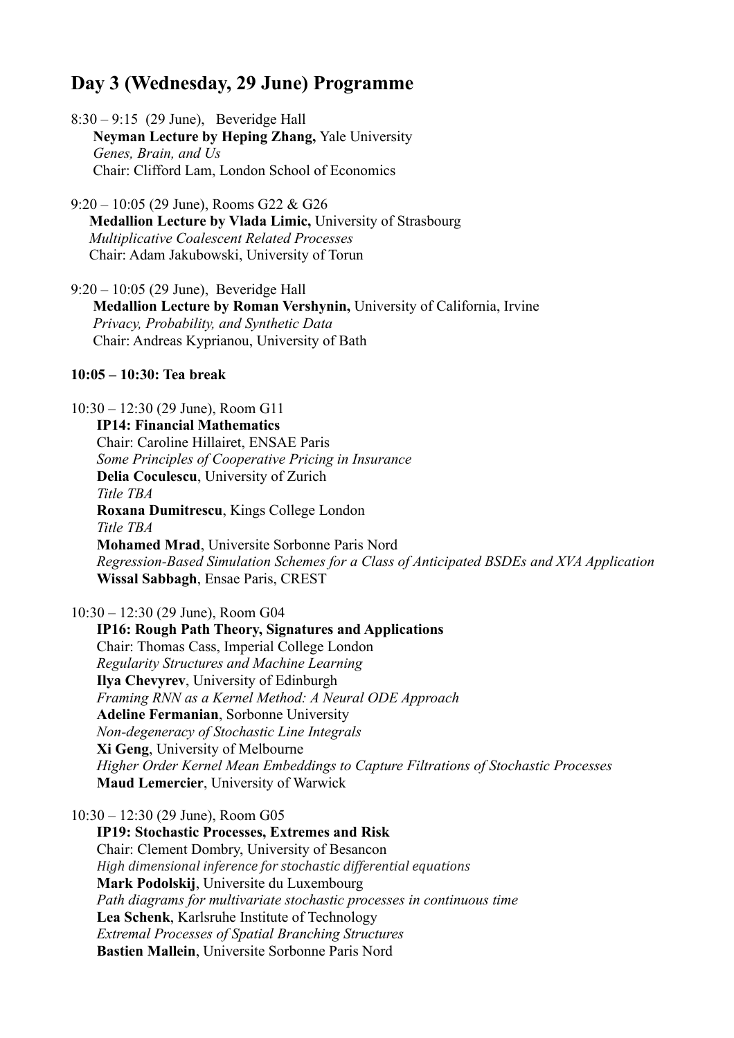## Day 3 (Wednesday, 29 June) Programme

8:30 – 9:15 (29 June), Beveridge Hall
**Neyman Lecture by Heping Zhang,** Yale University
*Genes, Brain, and Us*
Chair: Clifford Lam, London School of Economics

9:20 – 10:05 (29 June), Rooms G22 & G26
**Medallion Lecture by Vlada Limic,** University of Strasbourg
*Multiplicative Coalescent Related Processes*
Chair: Adam Jakubowski, University of Torun

9:20 – 10:05 (29 June), Beveridge Hall
**Medallion Lecture by Roman Vershynin,** University of California, Irvine
*Privacy, Probability, and Synthetic Data*
Chair: Andreas Kyprianou, University of Bath

**10:05 – 10:30: Tea break**

10:30 – 12:30 (29 June), Room G11
**IP14: Financial Mathematics**
Chair: Caroline Hillairet, ENSAE Paris
*Some Principles of Cooperative Pricing in Insurance*
**Delia Coculescu**, University of Zurich
*Title TBA*
**Roxana Dumitrescu**, Kings College London
*Title TBA*
**Mohamed Mrad**, Universite Sorbonne Paris Nord
*Regression-Based Simulation Schemes for a Class of Anticipated BSDEs and XVA Application*
**Wissal Sabbagh**, Ensae Paris, CREST

10:30 – 12:30 (29 June), Room G04
**IP16: Rough Path Theory, Signatures and Applications**
Chair: Thomas Cass, Imperial College London
*Regularity Structures and Machine Learning*
**Ilya Chevyrev**, University of Edinburgh
*Framing RNN as a Kernel Method: A Neural ODE Approach*
**Adeline Fermanian**, Sorbonne University
*Non-degeneracy of Stochastic Line Integrals*
**Xi Geng**, University of Melbourne
*Higher Order Kernel Mean Embeddings to Capture Filtrations of Stochastic Processes*
**Maud Lemercier**, University of Warwick

10:30 – 12:30 (29 June), Room G05
**IP19: Stochastic Processes, Extremes and Risk**
Chair: Clement Dombry, University of Besancon
*High dimensional inference for stochastic differential equations*
**Mark Podolskij**, Universite du Luxembourg
*Path diagrams for multivariate stochastic processes in continuous time*
**Lea Schenk**, Karlsruhe Institute of Technology
*Extremal Processes of Spatial Branching Structures*
**Bastien Mallein**, Universite Sorbonne Paris Nord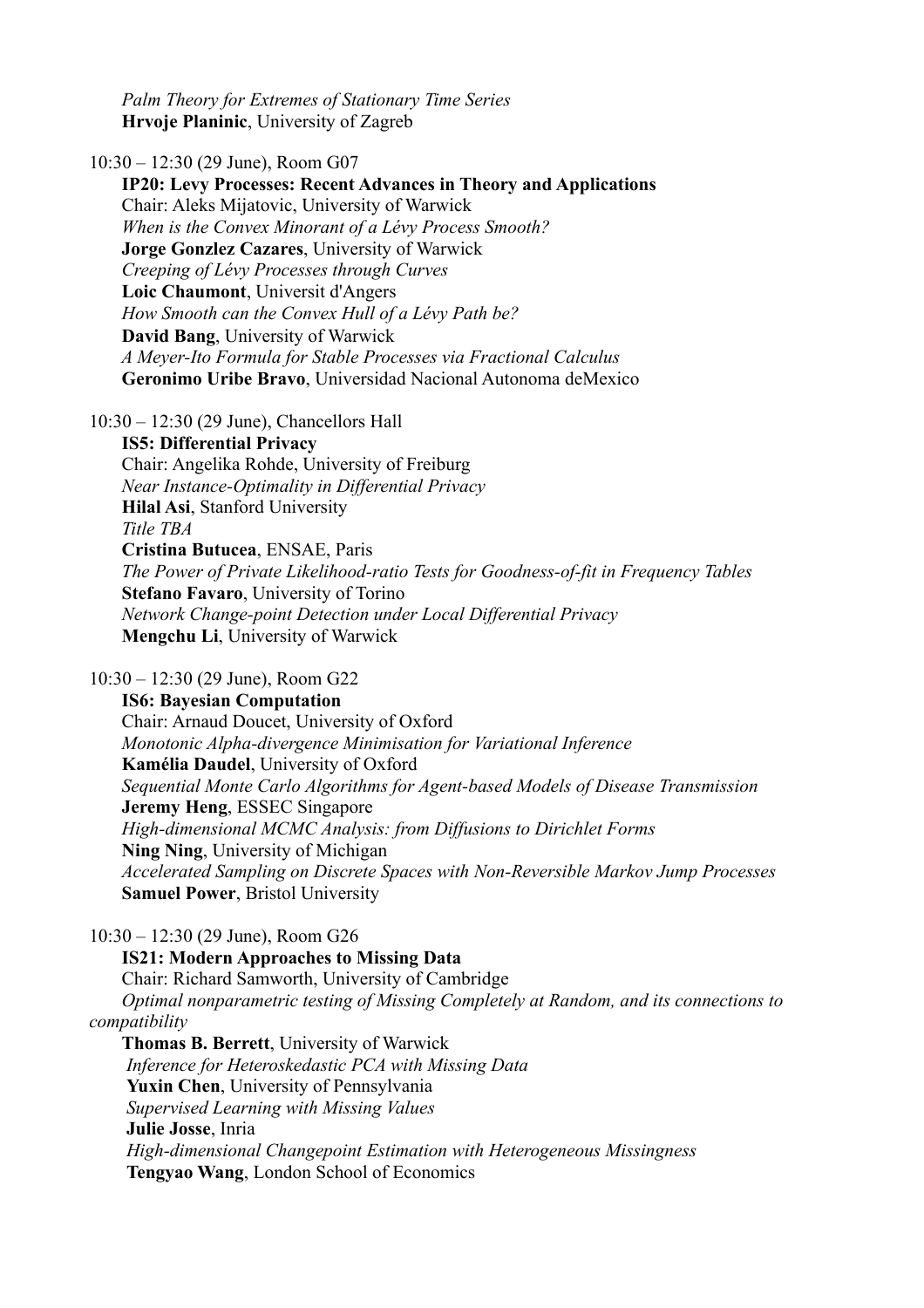*Palm Theory for Extremes of Stationary Time Series*
**Hrvoje Planinic**, University of Zagreb

10:30 – 12:30 (29 June), Room G07

**IP20: Levy Processes: Recent Advances in Theory and Applications**
Chair: Aleks Mijatovic, University of Warwick
*When is the Convex Minorant of a Lévy Process Smooth?*
**Jorge Gonzlez Cazares**, University of Warwick
*Creeping of Lévy Processes through Curves*
**Loic Chaumont**, Universit d'Angers
*How Smooth can the Convex Hull of a Lévy Path be?*
**David Bang**, University of Warwick
*A Meyer-Ito Formula for Stable Processes via Fractional Calculus*
**Geronimo Uribe Bravo**, Universidad Nacional Autonoma deMexico

10:30 – 12:30 (29 June), Chancellors Hall

**IS5: Differential Privacy**
Chair: Angelika Rohde, University of Freiburg
*Near Instance-Optimality in Differential Privacy*
**Hilal Asi**, Stanford University
*Title TBA*
**Cristina Butucea**, ENSAE, Paris
*The Power of Private Likelihood-ratio Tests for Goodness-of-fit in Frequency Tables*
**Stefano Favaro**, University of Torino
*Network Change-point Detection under Local Differential Privacy*
**Mengchu Li**, University of Warwick

10:30 – 12:30 (29 June), Room G22

**IS6: Bayesian Computation**
Chair: Arnaud Doucet, University of Oxford
*Monotonic Alpha-divergence Minimisation for Variational Inference*
**Kamélia Daudel**, University of Oxford
*Sequential Monte Carlo Algorithms for Agent-based Models of Disease Transmission*
**Jeremy Heng**, ESSEC Singapore
*High-dimensional MCMC Analysis: from Diffusions to Dirichlet Forms*
**Ning Ning**, University of Michigan
*Accelerated Sampling on Discrete Spaces with Non-Reversible Markov Jump Processes*
**Samuel Power**, Bristol University

10:30 – 12:30 (29 June), Room G26

**IS21: Modern Approaches to Missing Data**
Chair: Richard Samworth, University of Cambridge
*Optimal nonparametric testing of Missing Completely at Random, and its connections to compatibility*
**Thomas B. Berrett**, University of Warwick
*Inference for Heteroskedastic PCA with Missing Data*
**Yuxin Chen**, University of Pennsylvania
*Supervised Learning with Missing Values*
**Julie Josse**, Inria
*High-dimensional Changepoint Estimation with Heterogeneous Missingness*
**Tengyao Wang**, London School of Economics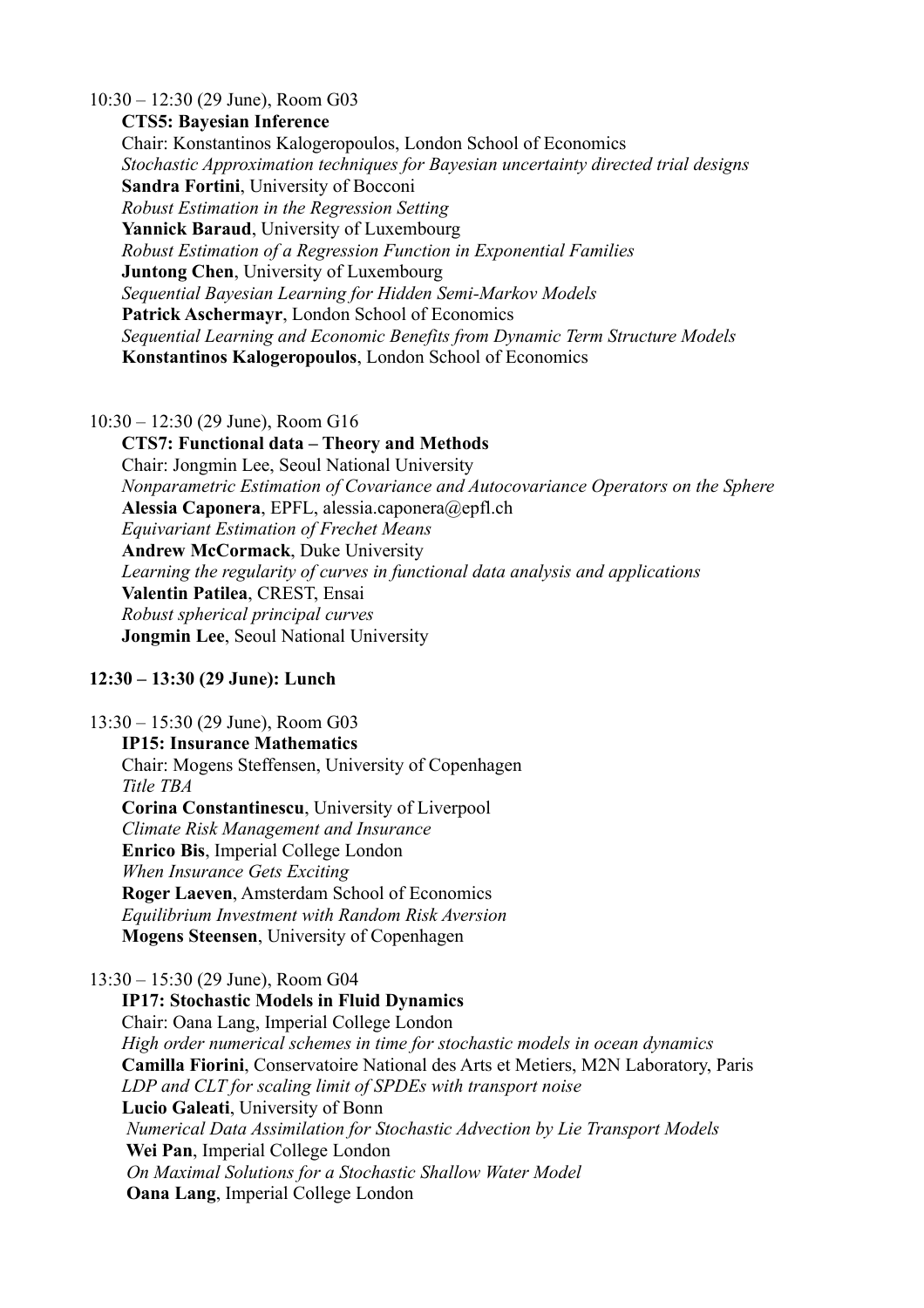10:30 – 12:30 (29 June), Room G03

**CTS5: Bayesian Inference**

Chair: Konstantinos Kalogeropoulos, London School of Economics

*Stochastic Approximation techniques for Bayesian uncertainty directed trial designs*
**Sandra Fortini**, University of Bocconi

*Robust Estimation in the Regression Setting*
**Yannick Baraud**, University of Luxembourg

*Robust Estimation of a Regression Function in Exponential Families*
**Juntong Chen**, University of Luxembourg

*Sequential Bayesian Learning for Hidden Semi-Markov Models*
**Patrick Aschermayr**, London School of Economics

*Sequential Learning and Economic Benefits from Dynamic Term Structure Models*
**Konstantinos Kalogeropoulos**, London School of Economics

10:30 – 12:30 (29 June), Room G16

**CTS7: Functional data – Theory and Methods**

Chair: Jongmin Lee, Seoul National University

*Nonparametric Estimation of Covariance and Autocovariance Operators on the Sphere*
**Alessia Caponera**, EPFL, alessia.caponera@epfl.ch

*Equivariant Estimation of Frechet Means*
**Andrew McCormack**, Duke University

*Learning the regularity of curves in functional data analysis and applications*
**Valentin Patilea**, CREST, Ensai

*Robust spherical principal curves*
**Jongmin Lee**, Seoul National University

**12:30 – 13:30 (29 June): Lunch**

13:30 – 15:30 (29 June), Room G03

**IP15: Insurance Mathematics**

Chair: Mogens Steffensen, University of Copenhagen

*Title TBA*
**Corina Constantinescu**, University of Liverpool

*Climate Risk Management and Insurance*
**Enrico Bis**, Imperial College London

*When Insurance Gets Exciting*
**Roger Laeven**, Amsterdam School of Economics

*Equilibrium Investment with Random Risk Aversion*
**Mogens Steensen**, University of Copenhagen

13:30 – 15:30 (29 June), Room G04

**IP17: Stochastic Models in Fluid Dynamics**

Chair: Oana Lang, Imperial College London

*High order numerical schemes in time for stochastic models in ocean dynamics*
**Camilla Fiorini**, Conservatoire National des Arts et Metiers, M2N Laboratory, Paris

*LDP and CLT for scaling limit of SPDEs with transport noise*
**Lucio Galeati**, University of Bonn

*Numerical Data Assimilation for Stochastic Advection by Lie Transport Models*
**Wei Pan**, Imperial College London

*On Maximal Solutions for a Stochastic Shallow Water Model*
**Oana Lang**, Imperial College London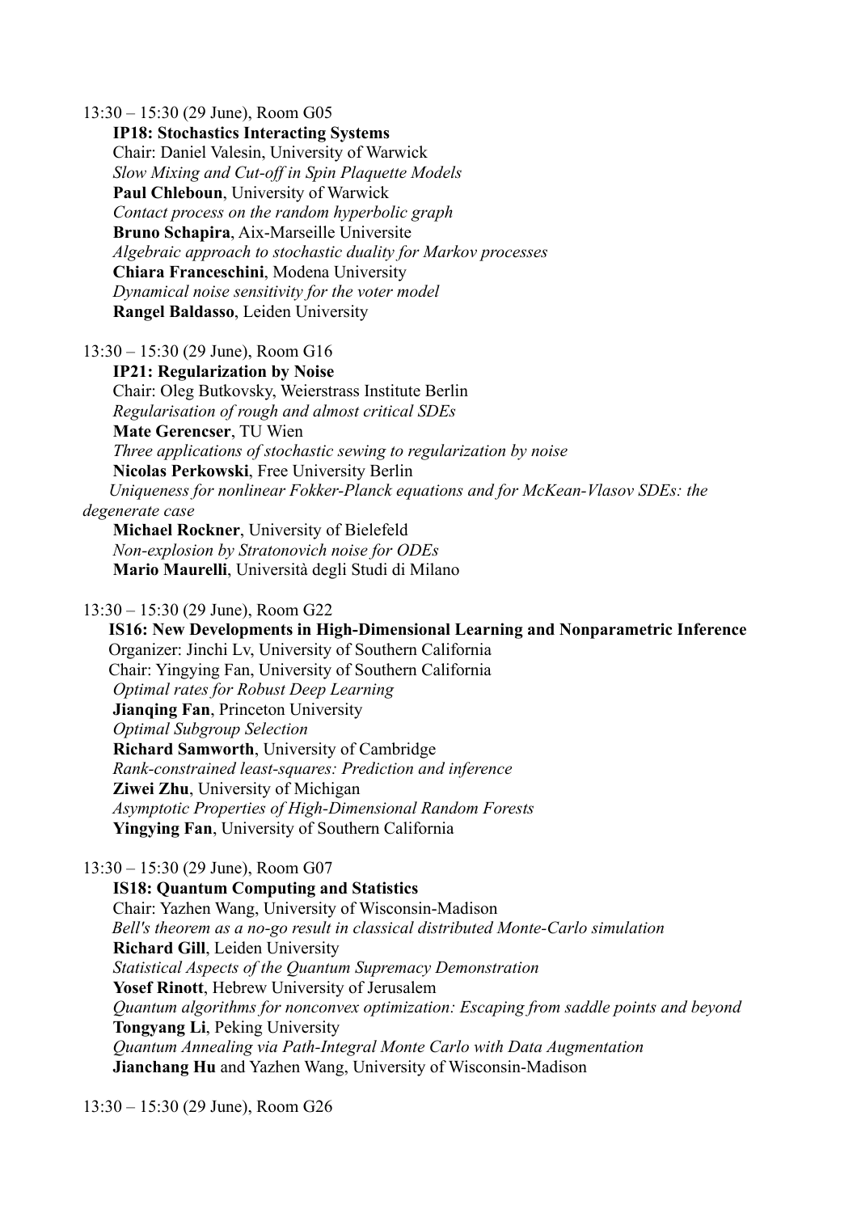13:30 – 15:30 (29 June), Room G05

**IP18: Stochastics Interacting Systems**
Chair: Daniel Valesin, University of Warwick
*Slow Mixing and Cut-off in Spin Plaquette Models*
**Paul Chleboun**, University of Warwick
*Contact process on the random hyperbolic graph*
**Bruno Schapira**, Aix-Marseille Universite
*Algebraic approach to stochastic duality for Markov processes*
**Chiara Franceschini**, Modena University
*Dynamical noise sensitivity for the voter model*
**Rangel Baldasso**, Leiden University

13:30 – 15:30 (29 June), Room G16

**IP21: Regularization by Noise**
Chair: Oleg Butkovsky, Weierstrass Institute Berlin
*Regularisation of rough and almost critical SDEs*
**Mate Gerencser**, TU Wien
*Three applications of stochastic sewing to regularization by noise*
**Nicolas Perkowski**, Free University Berlin
*Uniqueness for nonlinear Fokker-Planck equations and for McKean-Vlasov SDEs: the degenerate case*
**Michael Rockner**, University of Bielefeld
*Non-explosion by Stratonovich noise for ODEs*
**Mario Maurelli**, Università degli Studi di Milano

13:30 – 15:30 (29 June), Room G22

**IS16: New Developments in High-Dimensional Learning and Nonparametric Inference**
Organizer: Jinchi Lv, University of Southern California
Chair: Yingying Fan, University of Southern California
*Optimal rates for Robust Deep Learning*
**Jianqing Fan**, Princeton University
*Optimal Subgroup Selection*
**Richard Samworth**, University of Cambridge
*Rank-constrained least-squares: Prediction and inference*
**Ziwei Zhu**, University of Michigan
*Asymptotic Properties of High-Dimensional Random Forests*
**Yingying Fan**, University of Southern California

13:30 – 15:30 (29 June), Room G07

**IS18: Quantum Computing and Statistics**
Chair: Yazhen Wang, University of Wisconsin-Madison
*Bell's theorem as a no-go result in classical distributed Monte-Carlo simulation*
**Richard Gill**, Leiden University
*Statistical Aspects of the Quantum Supremacy Demonstration*
**Yosef Rinott**, Hebrew University of Jerusalem
*Quantum algorithms for nonconvex optimization: Escaping from saddle points and beyond*
**Tongyang Li**, Peking University
*Quantum Annealing via Path-Integral Monte Carlo with Data Augmentation*
**Jianchang Hu** and Yazhen Wang, University of Wisconsin-Madison

13:30 – 15:30 (29 June), Room G26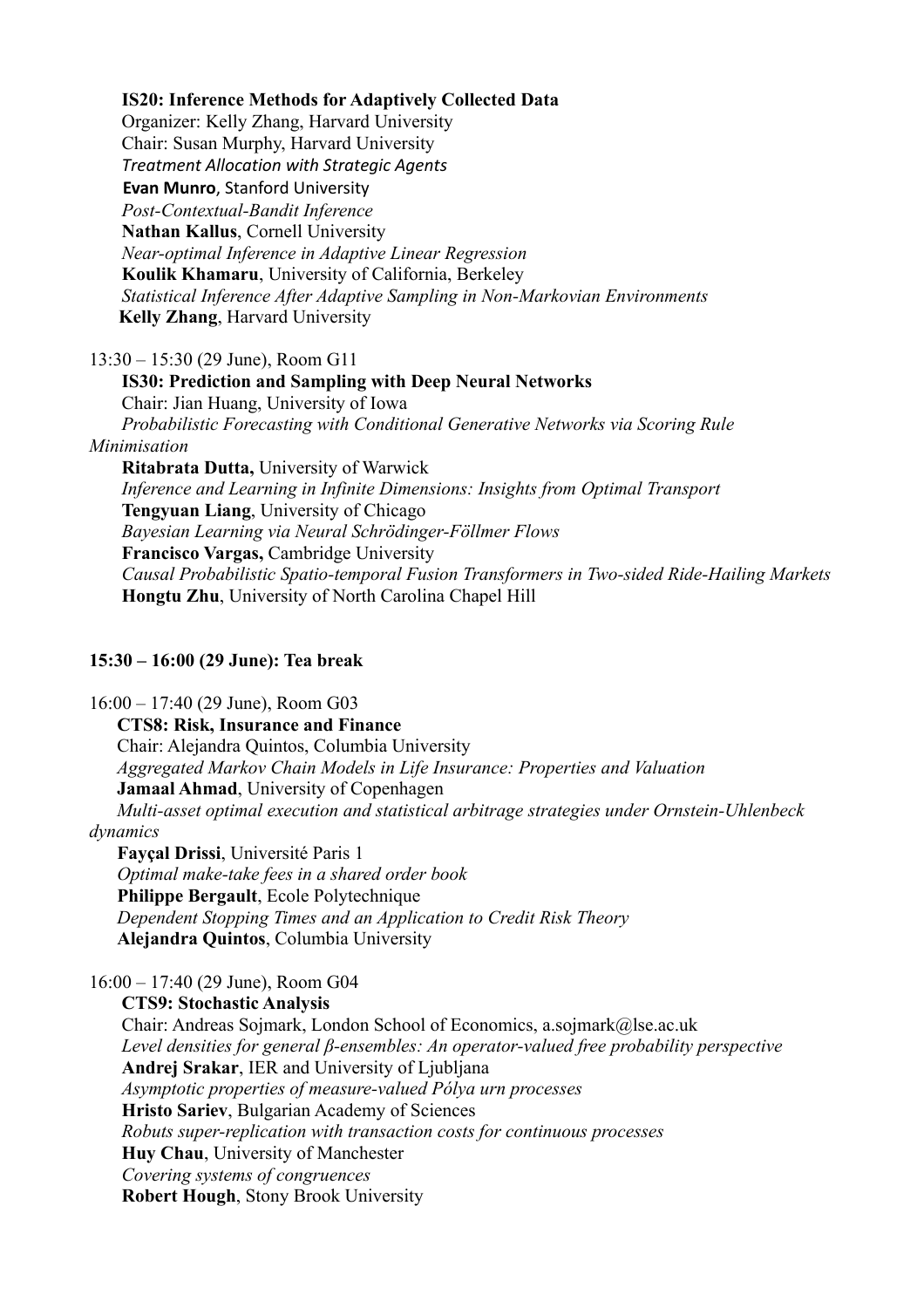**IS20: Inference Methods for Adaptively Collected Data**
Organizer: Kelly Zhang, Harvard University
Chair: Susan Murphy, Harvard University
*Treatment Allocation with Strategic Agents*
**Evan Munro**, Stanford University
*Post-Contextual-Bandit Inference*
**Nathan Kallus**, Cornell University
*Near-optimal Inference in Adaptive Linear Regression*
**Koulik Khamaru**, University of California, Berkeley
*Statistical Inference After Adaptive Sampling in Non-Markovian Environments*
**Kelly Zhang**, Harvard University

13:30 – 15:30 (29 June), Room G11
**IS30: Prediction and Sampling with Deep Neural Networks**
Chair: Jian Huang, University of Iowa
*Probabilistic Forecasting with Conditional Generative Networks via Scoring Rule Minimisation*
**Ritabrata Dutta,** University of Warwick
*Inference and Learning in Infinite Dimensions: Insights from Optimal Transport*
**Tengyuan Liang**, University of Chicago
*Bayesian Learning via Neural Schrödinger-Föllmer Flows*
**Francisco Vargas,** Cambridge University
*Causal Probabilistic Spatio-temporal Fusion Transformers in Two-sided Ride-Hailing Markets*
**Hongtu Zhu**, University of North Carolina Chapel Hill

**15:30 – 16:00 (29 June): Tea break**

16:00 – 17:40 (29 June), Room G03
**CTS8: Risk, Insurance and Finance**
Chair: Alejandra Quintos, Columbia University
*Aggregated Markov Chain Models in Life Insurance: Properties and Valuation*
**Jamaal Ahmad**, University of Copenhagen
*Multi-asset optimal execution and statistical arbitrage strategies under Ornstein-Uhlenbeck dynamics*
**Fayçal Drissi**, Université Paris 1
*Optimal make-take fees in a shared order book*
**Philippe Bergault**, Ecole Polytechnique
*Dependent Stopping Times and an Application to Credit Risk Theory*
**Alejandra Quintos**, Columbia University

16:00 – 17:40 (29 June), Room G04
**CTS9: Stochastic Analysis**
Chair: Andreas Sojmark, London School of Economics, a.sojmark@lse.ac.uk
*Level densities for general β-ensembles: An operator-valued free probability perspective*
**Andrej Srakar**, IER and University of Ljubljana
*Asymptotic properties of measure-valued Pólya urn processes*
**Hristo Sariev**, Bulgarian Academy of Sciences
*Robuts super-replication with transaction costs for continuous processes*
**Huy Chau**, University of Manchester
*Covering systems of congruences*
**Robert Hough**, Stony Brook University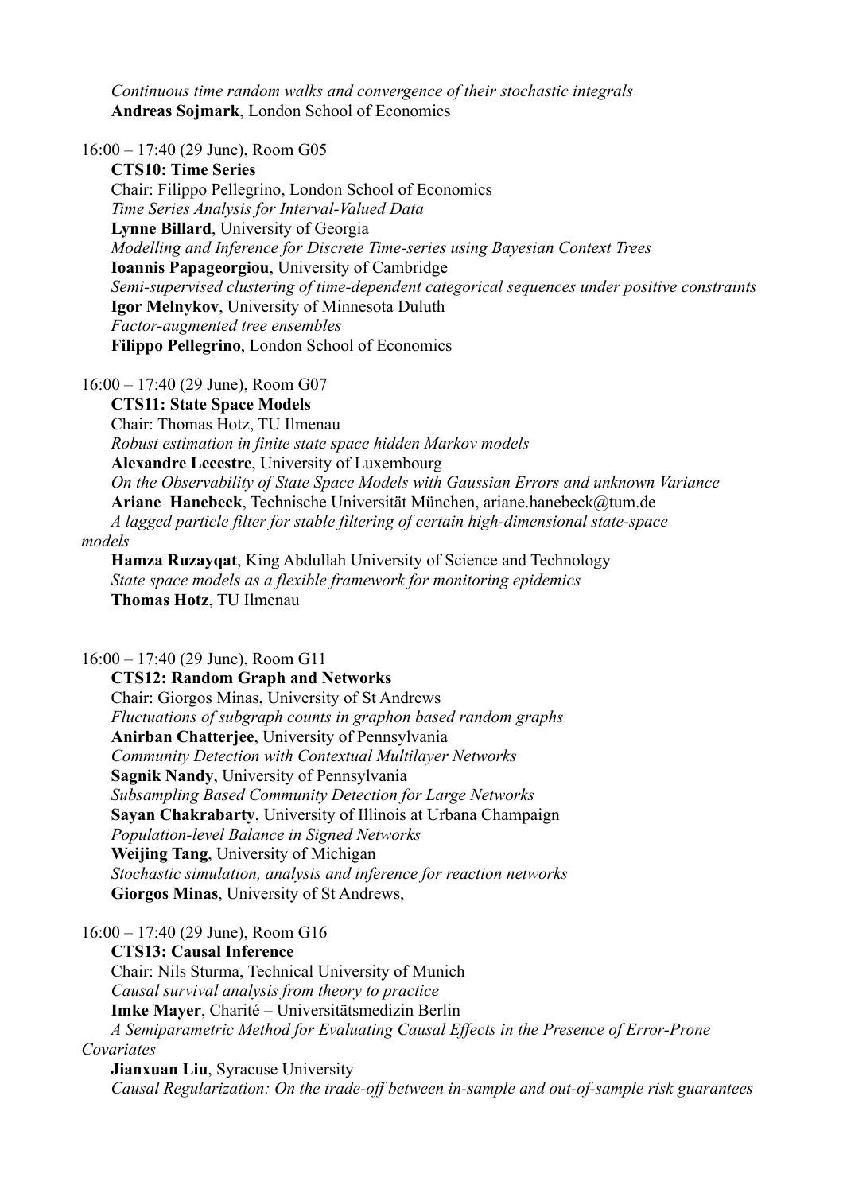*Continuous time random walks and convergence of their stochastic integrals*
**Andreas Sojmark**, London School of Economics

16:00 – 17:40 (29 June), Room G05

**CTS10: Time Series**
Chair: Filippo Pellegrino, London School of Economics
*Time Series Analysis for Interval-Valued Data*
**Lynne Billard**, University of Georgia
*Modelling and Inference for Discrete Time-series using Bayesian Context Trees*
**Ioannis Papageorgiou**, University of Cambridge
*Semi-supervised clustering of time-dependent categorical sequences under positive constraints*
**Igor Melnykov**, University of Minnesota Duluth
*Factor-augmented tree ensembles*
**Filippo Pellegrino**, London School of Economics

16:00 – 17:40 (29 June), Room G07

**CTS11: State Space Models**
Chair: Thomas Hotz, TU Ilmenau
*Robust estimation in finite state space hidden Markov models*
**Alexandre Lecestre**, University of Luxembourg
*On the Observability of State Space Models with Gaussian Errors and unknown Variance*
**Ariane Hanebeck**, Technische Universität München, ariane.hanebeck@tum.de
*A lagged particle filter for stable filtering of certain high-dimensional state-space models*
**Hamza Ruzayqat**, King Abdullah University of Science and Technology
*State space models as a flexible framework for monitoring epidemics*
**Thomas Hotz**, TU Ilmenau

16:00 – 17:40 (29 June), Room G11

**CTS12: Random Graph and Networks**
Chair: Giorgos Minas, University of St Andrews
*Fluctuations of subgraph counts in graphon based random graphs*
**Anirban Chatterjee**, University of Pennsylvania
*Community Detection with Contextual Multilayer Networks*
**Sagnik Nandy**, University of Pennsylvania
*Subsampling Based Community Detection for Large Networks*
**Sayan Chakrabarty**, University of Illinois at Urbana Champaign
*Population-level Balance in Signed Networks*
**Weijing Tang**, University of Michigan
*Stochastic simulation, analysis and inference for reaction networks*
**Giorgos Minas**, University of St Andrews,

16:00 – 17:40 (29 June), Room G16

**CTS13: Causal Inference**
Chair: Nils Sturma, Technical University of Munich
*Causal survival analysis from theory to practice*
**Imke Mayer**, Charité – Universitätsmedizin Berlin
*A Semiparametric Method for Evaluating Causal Effects in the Presence of Error-Prone Covariates*
**Jianxuan Liu**, Syracuse University
*Causal Regularization: On the trade-off between in-sample and out-of-sample risk guarantees*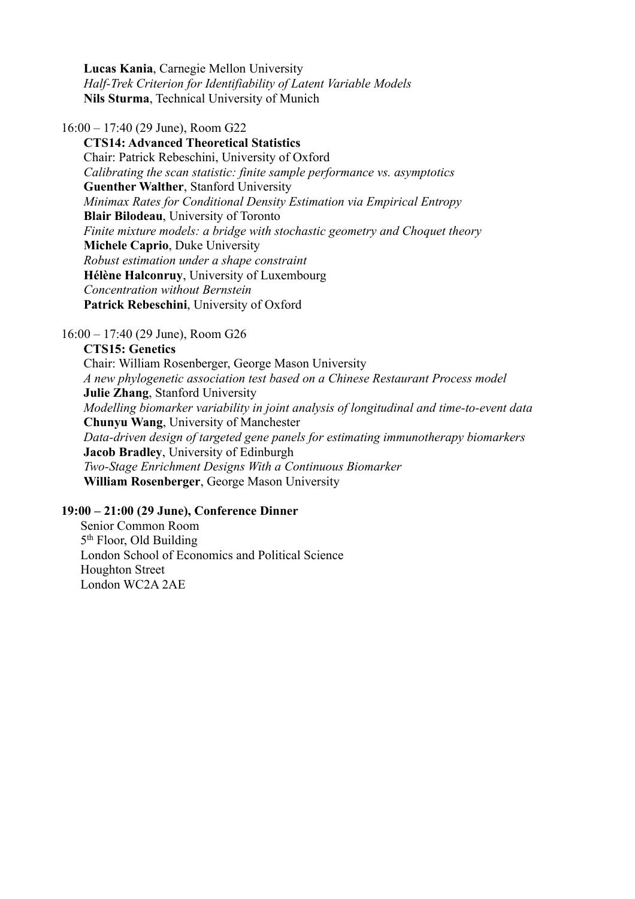**Lucas Kania**, Carnegie Mellon University
*Half-Trek Criterion for Identifiability of Latent Variable Models*
**Nils Sturma**, Technical University of Munich

16:00 – 17:40 (29 June), Room G22

**CTS14: Advanced Theoretical Statistics**
Chair: Patrick Rebeschini, University of Oxford
*Calibrating the scan statistic: finite sample performance vs. asymptotics*
**Guenther Walther**, Stanford University
*Minimax Rates for Conditional Density Estimation via Empirical Entropy*
**Blair Bilodeau**, University of Toronto
*Finite mixture models: a bridge with stochastic geometry and Choquet theory*
**Michele Caprio**, Duke University
*Robust estimation under a shape constraint*
**Hélène Halconruy**, University of Luxembourg
*Concentration without Bernstein*
**Patrick Rebeschini**, University of Oxford

16:00 – 17:40 (29 June), Room G26

**CTS15: Genetics**
Chair: William Rosenberger, George Mason University
*A new phylogenetic association test based on a Chinese Restaurant Process model*
**Julie Zhang**, Stanford University
*Modelling biomarker variability in joint analysis of longitudinal and time-to-event data*
**Chunyu Wang**, University of Manchester
*Data-driven design of targeted gene panels for estimating immunotherapy biomarkers*
**Jacob Bradley**, University of Edinburgh
*Two-Stage Enrichment Designs With a Continuous Biomarker*
**William Rosenberger**, George Mason University

**19:00 – 21:00 (29 June), Conference Dinner**

Senior Common Room
5th Floor, Old Building
London School of Economics and Political Science
Houghton Street
London WC2A 2AE